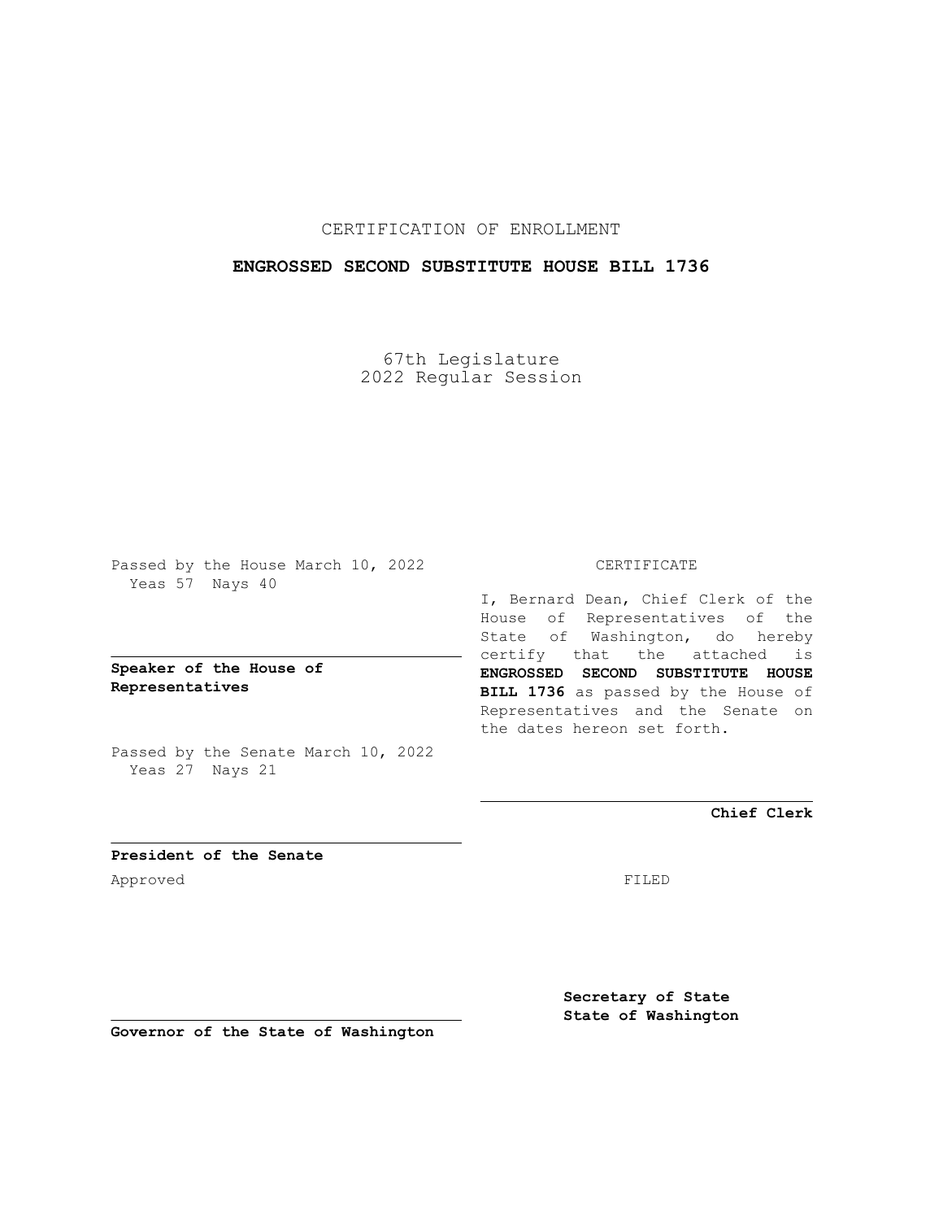CERTIFICATION OF ENROLLMENT

**ENGROSSED SECOND SUBSTITUTE HOUSE BILL 1736**

67th Legislature
2022 Regular Session

Passed by the House March 10, 2022
Yeas 57 Nays 40

**Speaker of the House of Representatives**

Passed by the Senate March 10, 2022
Yeas 27 Nays 21

**President of the Senate**

Approved

**Governor of the State of Washington**

CERTIFICATE

I, Bernard Dean, Chief Clerk of the House of Representatives of the State of Washington, do hereby certify that the attached is **ENGROSSED SECOND SUBSTITUTE HOUSE BILL 1736** as passed by the House of Representatives and the Senate on the dates hereon set forth.

**Chief Clerk**

FILED

**Secretary of State**
**State of Washington**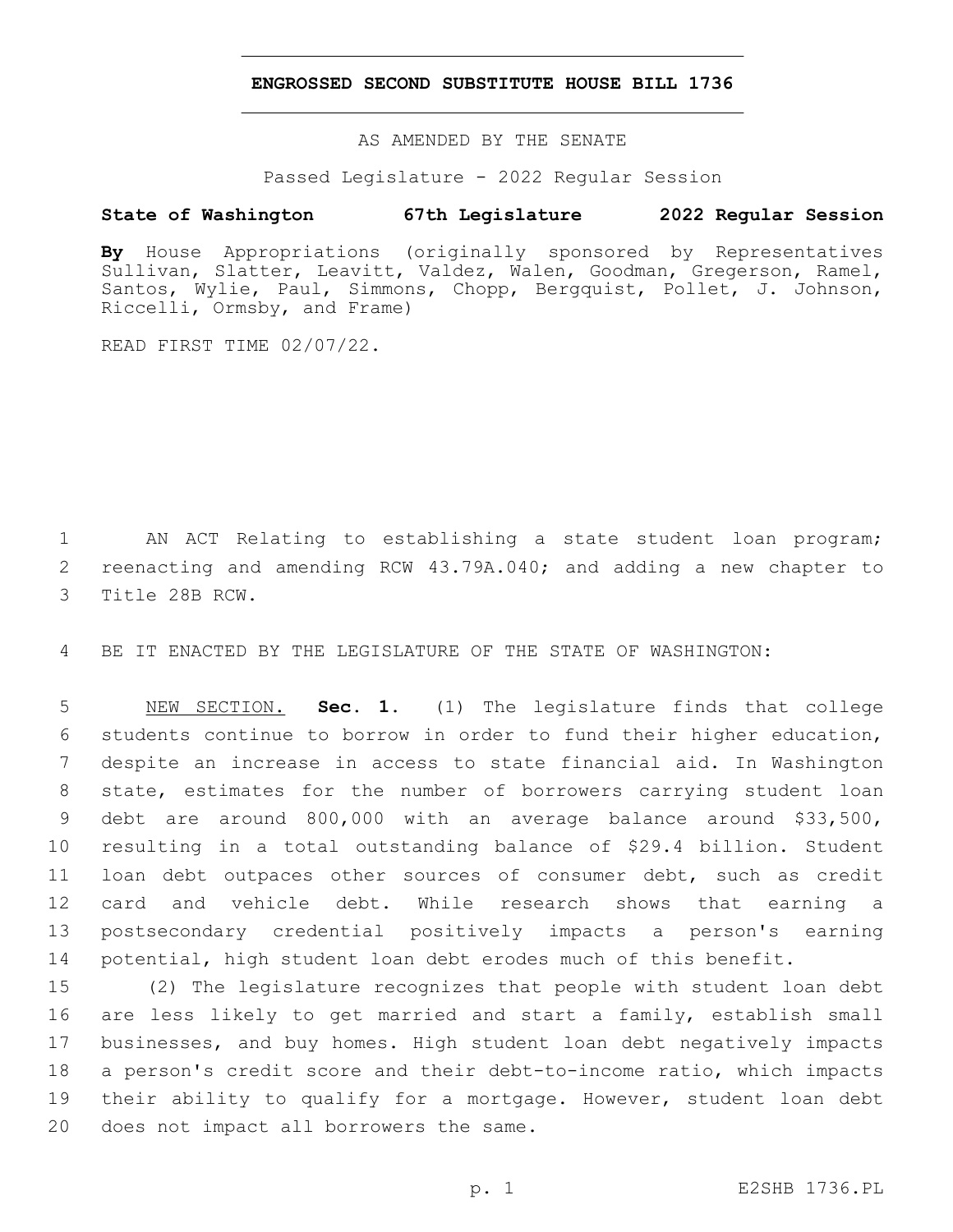**ENGROSSED SECOND SUBSTITUTE HOUSE BILL 1736**

AS AMENDED BY THE SENATE

Passed Legislature - 2022 Regular Session

**State of Washington 67th Legislature 2022 Regular Session**

**By** House Appropriations (originally sponsored by Representatives Sullivan, Slatter, Leavitt, Valdez, Walen, Goodman, Gregerson, Ramel, Santos, Wylie, Paul, Simmons, Chopp, Bergquist, Pollet, J. Johnson, Riccelli, Ormsby, and Frame)

READ FIRST TIME 02/07/22.

AN ACT Relating to establishing a state student loan program; reenacting and amending RCW 43.79A.040; and adding a new chapter to Title 28B RCW.

BE IT ENACTED BY THE LEGISLATURE OF THE STATE OF WASHINGTON:

NEW SECTION. **Sec. 1.** (1) The legislature finds that college students continue to borrow in order to fund their higher education, despite an increase in access to state financial aid. In Washington state, estimates for the number of borrowers carrying student loan debt are around 800,000 with an average balance around $33,500, resulting in a total outstanding balance of $29.4 billion. Student loan debt outpaces other sources of consumer debt, such as credit card and vehicle debt. While research shows that earning a postsecondary credential positively impacts a person's earning potential, high student loan debt erodes much of this benefit.

(2) The legislature recognizes that people with student loan debt are less likely to get married and start a family, establish small businesses, and buy homes. High student loan debt negatively impacts a person's credit score and their debt-to-income ratio, which impacts their ability to qualify for a mortgage. However, student loan debt does not impact all borrowers the same.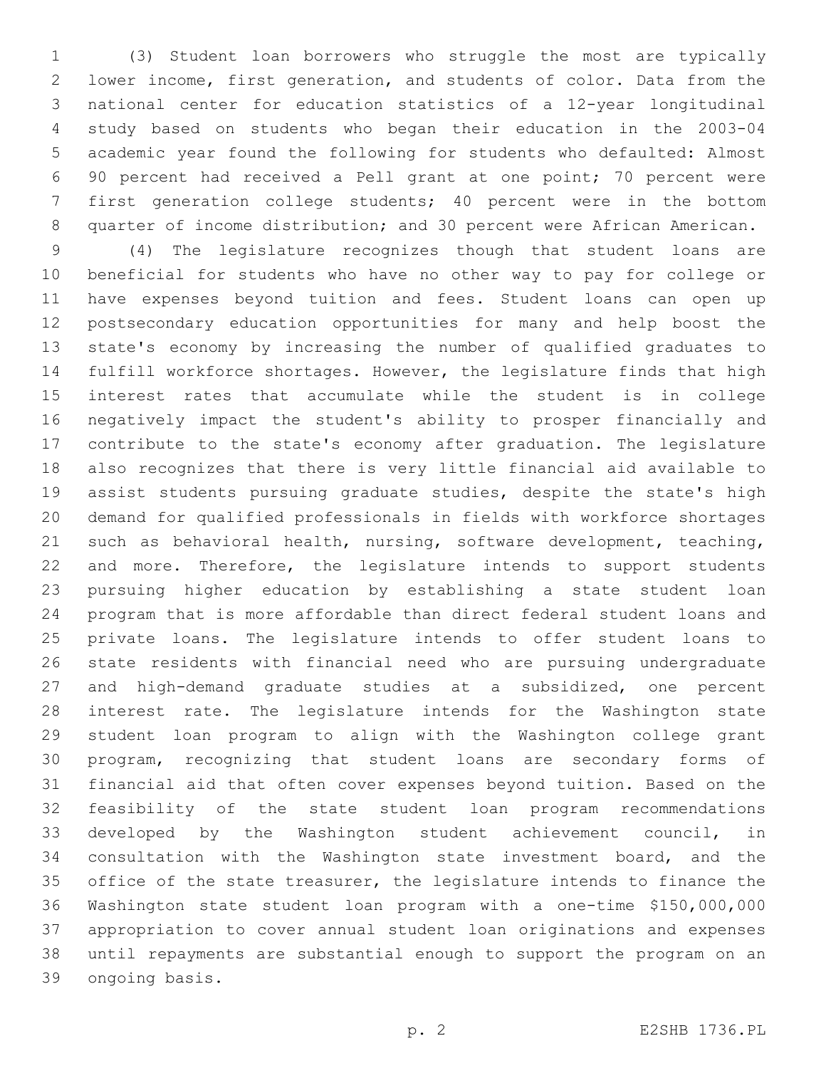(3) Student loan borrowers who struggle the most are typically lower income, first generation, and students of color. Data from the national center for education statistics of a 12-year longitudinal study based on students who began their education in the 2003-04 academic year found the following for students who defaulted: Almost 90 percent had received a Pell grant at one point; 70 percent were first generation college students; 40 percent were in the bottom quarter of income distribution; and 30 percent were African American.

(4) The legislature recognizes though that student loans are beneficial for students who have no other way to pay for college or have expenses beyond tuition and fees. Student loans can open up postsecondary education opportunities for many and help boost the state's economy by increasing the number of qualified graduates to fulfill workforce shortages. However, the legislature finds that high interest rates that accumulate while the student is in college negatively impact the student's ability to prosper financially and contribute to the state's economy after graduation. The legislature also recognizes that there is very little financial aid available to assist students pursuing graduate studies, despite the state's high demand for qualified professionals in fields with workforce shortages such as behavioral health, nursing, software development, teaching, and more. Therefore, the legislature intends to support students pursuing higher education by establishing a state student loan program that is more affordable than direct federal student loans and private loans. The legislature intends to offer student loans to state residents with financial need who are pursuing undergraduate and high-demand graduate studies at a subsidized, one percent interest rate. The legislature intends for the Washington state student loan program to align with the Washington college grant program, recognizing that student loans are secondary forms of financial aid that often cover expenses beyond tuition. Based on the feasibility of the state student loan program recommendations developed by the Washington student achievement council, in consultation with the Washington state investment board, and the office of the state treasurer, the legislature intends to finance the Washington state student loan program with a one-time $150,000,000 appropriation to cover annual student loan originations and expenses until repayments are substantial enough to support the program on an ongoing basis.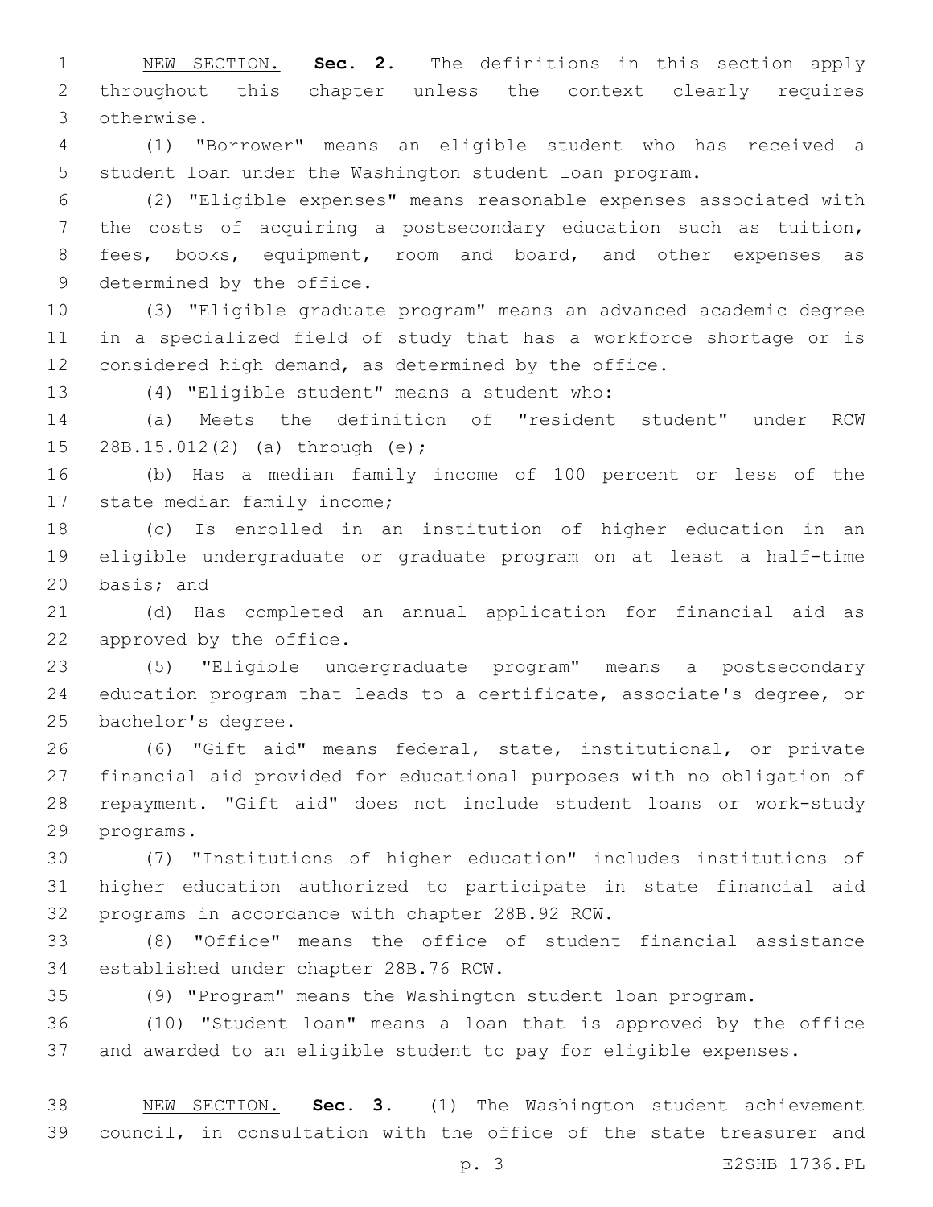NEW SECTION. **Sec. 2.** The definitions in this section apply throughout this chapter unless the context clearly requires otherwise.

(1) "Borrower" means an eligible student who has received a student loan under the Washington student loan program.

(2) "Eligible expenses" means reasonable expenses associated with the costs of acquiring a postsecondary education such as tuition, fees, books, equipment, room and board, and other expenses as determined by the office.

(3) "Eligible graduate program" means an advanced academic degree in a specialized field of study that has a workforce shortage or is considered high demand, as determined by the office.

(4) "Eligible student" means a student who:

(a) Meets the definition of "resident student" under RCW 28B.15.012(2) (a) through (e);

(b) Has a median family income of 100 percent or less of the state median family income;

(c) Is enrolled in an institution of higher education in an eligible undergraduate or graduate program on at least a half-time basis; and

(d) Has completed an annual application for financial aid as approved by the office.

(5) "Eligible undergraduate program" means a postsecondary education program that leads to a certificate, associate's degree, or bachelor's degree.

(6) "Gift aid" means federal, state, institutional, or private financial aid provided for educational purposes with no obligation of repayment. "Gift aid" does not include student loans or work-study programs.

(7) "Institutions of higher education" includes institutions of higher education authorized to participate in state financial aid programs in accordance with chapter 28B.92 RCW.

(8) "Office" means the office of student financial assistance established under chapter 28B.76 RCW.

(9) "Program" means the Washington student loan program.

(10) "Student loan" means a loan that is approved by the office and awarded to an eligible student to pay for eligible expenses.

NEW SECTION. **Sec. 3.** (1) The Washington student achievement council, in consultation with the office of the state treasurer and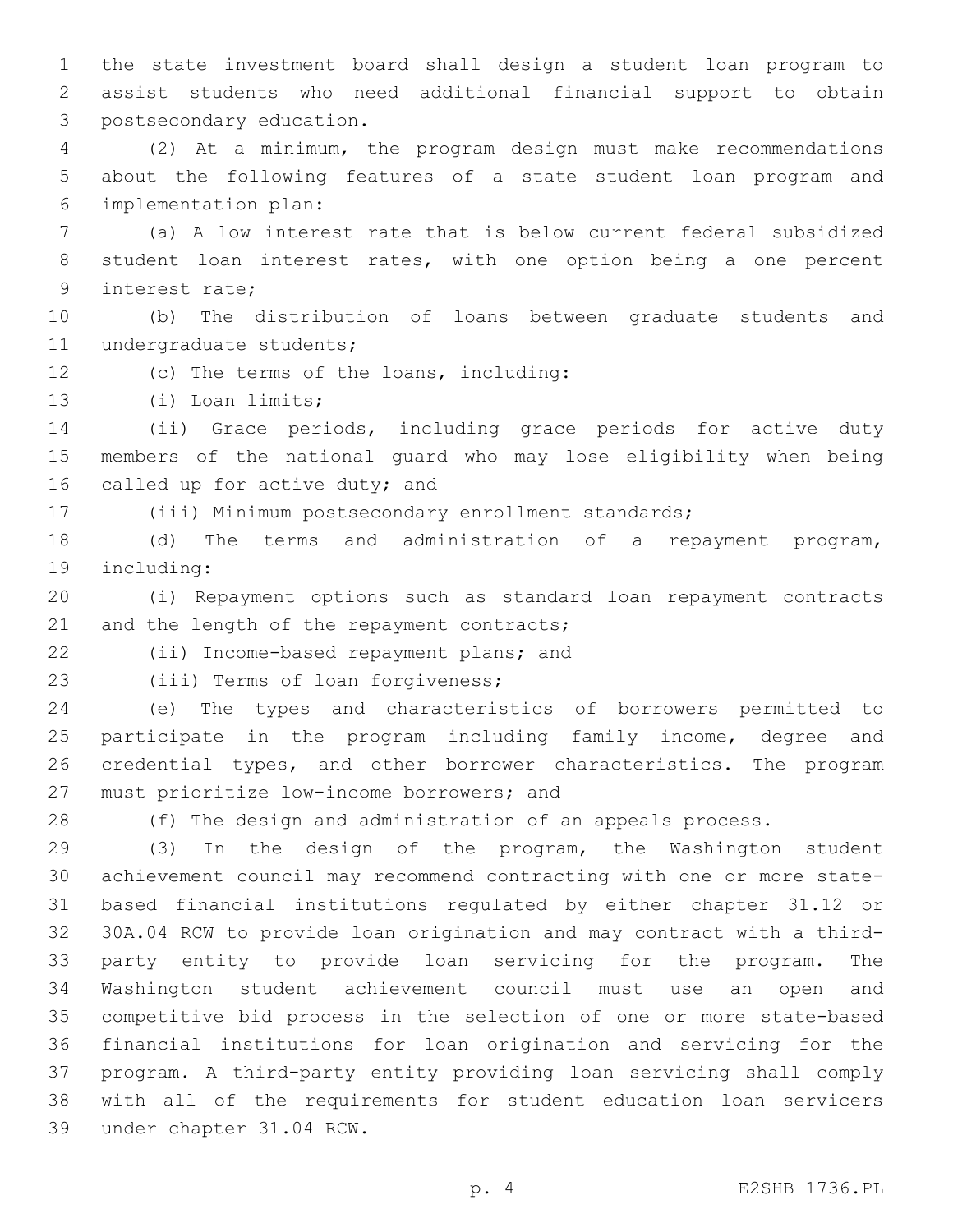the state investment board shall design a student loan program to assist students who need additional financial support to obtain postsecondary education.

(2) At a minimum, the program design must make recommendations about the following features of a state student loan program and implementation plan:

(a) A low interest rate that is below current federal subsidized student loan interest rates, with one option being a one percent interest rate;

(b) The distribution of loans between graduate students and undergraduate students;

(c) The terms of the loans, including:

(i) Loan limits;

(ii) Grace periods, including grace periods for active duty members of the national guard who may lose eligibility when being called up for active duty; and

(iii) Minimum postsecondary enrollment standards;

(d) The terms and administration of a repayment program, including:

(i) Repayment options such as standard loan repayment contracts and the length of the repayment contracts;

(ii) Income-based repayment plans; and

(iii) Terms of loan forgiveness;

(e) The types and characteristics of borrowers permitted to participate in the program including family income, degree and credential types, and other borrower characteristics. The program must prioritize low-income borrowers; and

(f) The design and administration of an appeals process.

(3) In the design of the program, the Washington student achievement council may recommend contracting with one or more state-based financial institutions regulated by either chapter 31.12 or 30A.04 RCW to provide loan origination and may contract with a third-party entity to provide loan servicing for the program. The Washington student achievement council must use an open and competitive bid process in the selection of one or more state-based financial institutions for loan origination and servicing for the program. A third-party entity providing loan servicing shall comply with all of the requirements for student education loan servicers under chapter 31.04 RCW.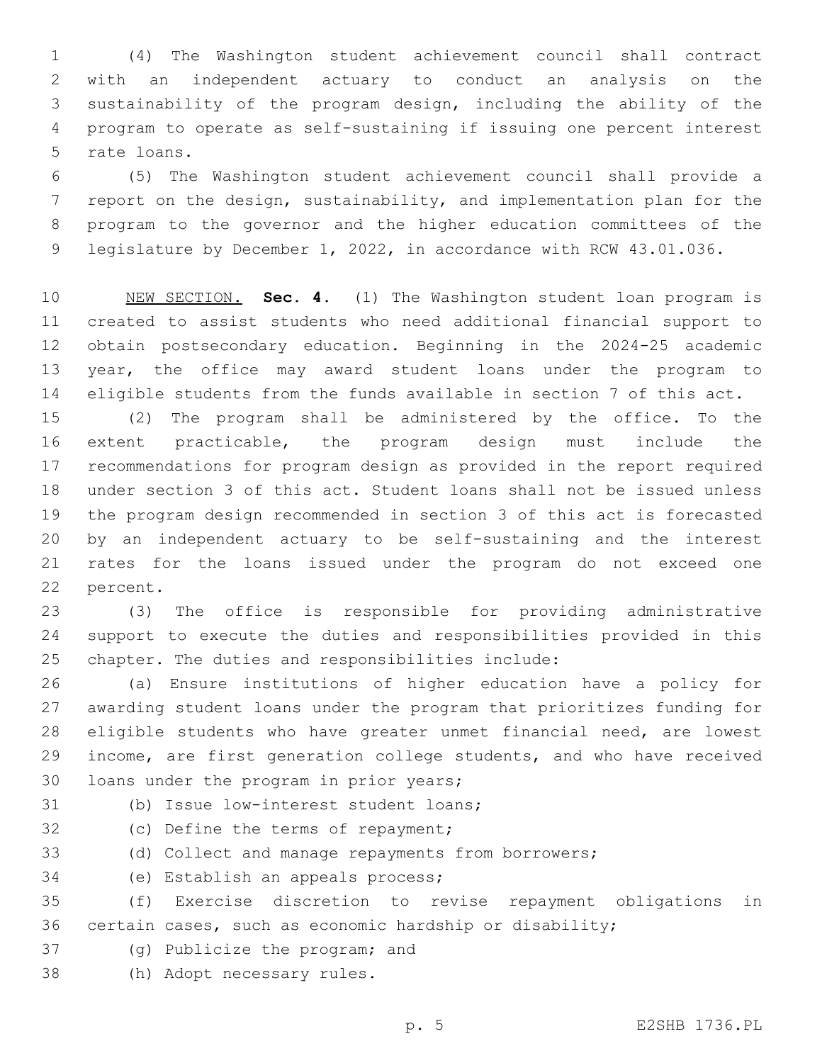(4) The Washington student achievement council shall contract with an independent actuary to conduct an analysis on the sustainability of the program design, including the ability of the program to operate as self-sustaining if issuing one percent interest rate loans.

(5) The Washington student achievement council shall provide a report on the design, sustainability, and implementation plan for the program to the governor and the higher education committees of the legislature by December 1, 2022, in accordance with RCW 43.01.036.

NEW SECTION. **Sec. 4.** (1) The Washington student loan program is created to assist students who need additional financial support to obtain postsecondary education. Beginning in the 2024-25 academic year, the office may award student loans under the program to eligible students from the funds available in section 7 of this act.

(2) The program shall be administered by the office. To the extent practicable, the program design must include the recommendations for program design as provided in the report required under section 3 of this act. Student loans shall not be issued unless the program design recommended in section 3 of this act is forecasted by an independent actuary to be self-sustaining and the interest rates for the loans issued under the program do not exceed one percent.

(3) The office is responsible for providing administrative support to execute the duties and responsibilities provided in this chapter. The duties and responsibilities include:

(a) Ensure institutions of higher education have a policy for awarding student loans under the program that prioritizes funding for eligible students who have greater unmet financial need, are lowest income, are first generation college students, and who have received loans under the program in prior years;

(b) Issue low-interest student loans;

(c) Define the terms of repayment;

(d) Collect and manage repayments from borrowers;

(e) Establish an appeals process;

(f) Exercise discretion to revise repayment obligations in certain cases, such as economic hardship or disability;

(g) Publicize the program; and

(h) Adopt necessary rules.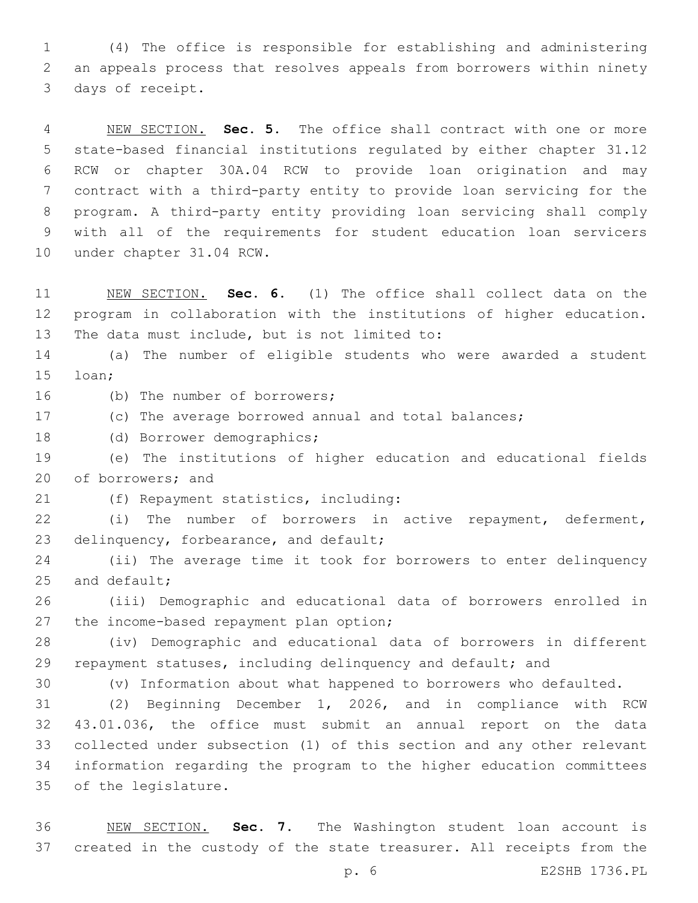(4) The office is responsible for establishing and administering an appeals process that resolves appeals from borrowers within ninety days of receipt.

NEW SECTION. **Sec. 5.** The office shall contract with one or more state-based financial institutions regulated by either chapter 31.12 RCW or chapter 30A.04 RCW to provide loan origination and may contract with a third-party entity to provide loan servicing for the program. A third-party entity providing loan servicing shall comply with all of the requirements for student education loan servicers under chapter 31.04 RCW.

NEW SECTION. **Sec. 6.** (1) The office shall collect data on the program in collaboration with the institutions of higher education. The data must include, but is not limited to:

(a) The number of eligible students who were awarded a student loan;

(b) The number of borrowers;

(c) The average borrowed annual and total balances;

(d) Borrower demographics;

(e) The institutions of higher education and educational fields of borrowers; and

(f) Repayment statistics, including:

(i) The number of borrowers in active repayment, deferment, delinquency, forbearance, and default;

(ii) The average time it took for borrowers to enter delinquency and default;

(iii) Demographic and educational data of borrowers enrolled in the income-based repayment plan option;

(iv) Demographic and educational data of borrowers in different repayment statuses, including delinquency and default; and

(v) Information about what happened to borrowers who defaulted.

(2) Beginning December 1, 2026, and in compliance with RCW 43.01.036, the office must submit an annual report on the data collected under subsection (1) of this section and any other relevant information regarding the program to the higher education committees of the legislature.

NEW SECTION. **Sec. 7.** The Washington student loan account is created in the custody of the state treasurer. All receipts from the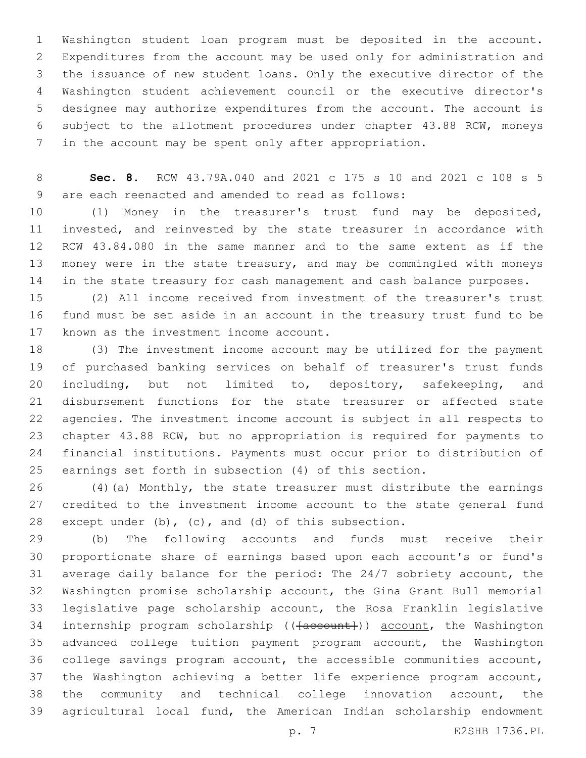Washington student loan program must be deposited in the account. Expenditures from the account may be used only for administration and the issuance of new student loans. Only the executive director of the Washington student achievement council or the executive director's designee may authorize expenditures from the account. The account is subject to the allotment procedures under chapter 43.88 RCW, moneys in the account may be spent only after appropriation.

**Sec. 8.** RCW 43.79A.040 and 2021 c 175 s 10 and 2021 c 108 s 5 are each reenacted and amended to read as follows:

(1) Money in the treasurer's trust fund may be deposited, invested, and reinvested by the state treasurer in accordance with RCW 43.84.080 in the same manner and to the same extent as if the money were in the state treasury, and may be commingled with moneys in the state treasury for cash management and cash balance purposes.

(2) All income received from investment of the treasurer's trust fund must be set aside in an account in the treasury trust fund to be known as the investment income account.

(3) The investment income account may be utilized for the payment of purchased banking services on behalf of treasurer's trust funds including, but not limited to, depository, safekeeping, and disbursement functions for the state treasurer or affected state agencies. The investment income account is subject in all respects to chapter 43.88 RCW, but no appropriation is required for payments to financial institutions. Payments must occur prior to distribution of earnings set forth in subsection (4) of this section.

(4)(a) Monthly, the state treasurer must distribute the earnings credited to the investment income account to the state general fund except under (b), (c), and (d) of this subsection.

(b) The following accounts and funds must receive their proportionate share of earnings based upon each account's or fund's average daily balance for the period: The 24/7 sobriety account, the Washington promise scholarship account, the Gina Grant Bull memorial legislative page scholarship account, the Rosa Franklin legislative internship program scholarship ((~~[account]~~)) account, the Washington advanced college tuition payment program account, the Washington college savings program account, the accessible communities account, the Washington achieving a better life experience program account, the community and technical college innovation account, the agricultural local fund, the American Indian scholarship endowment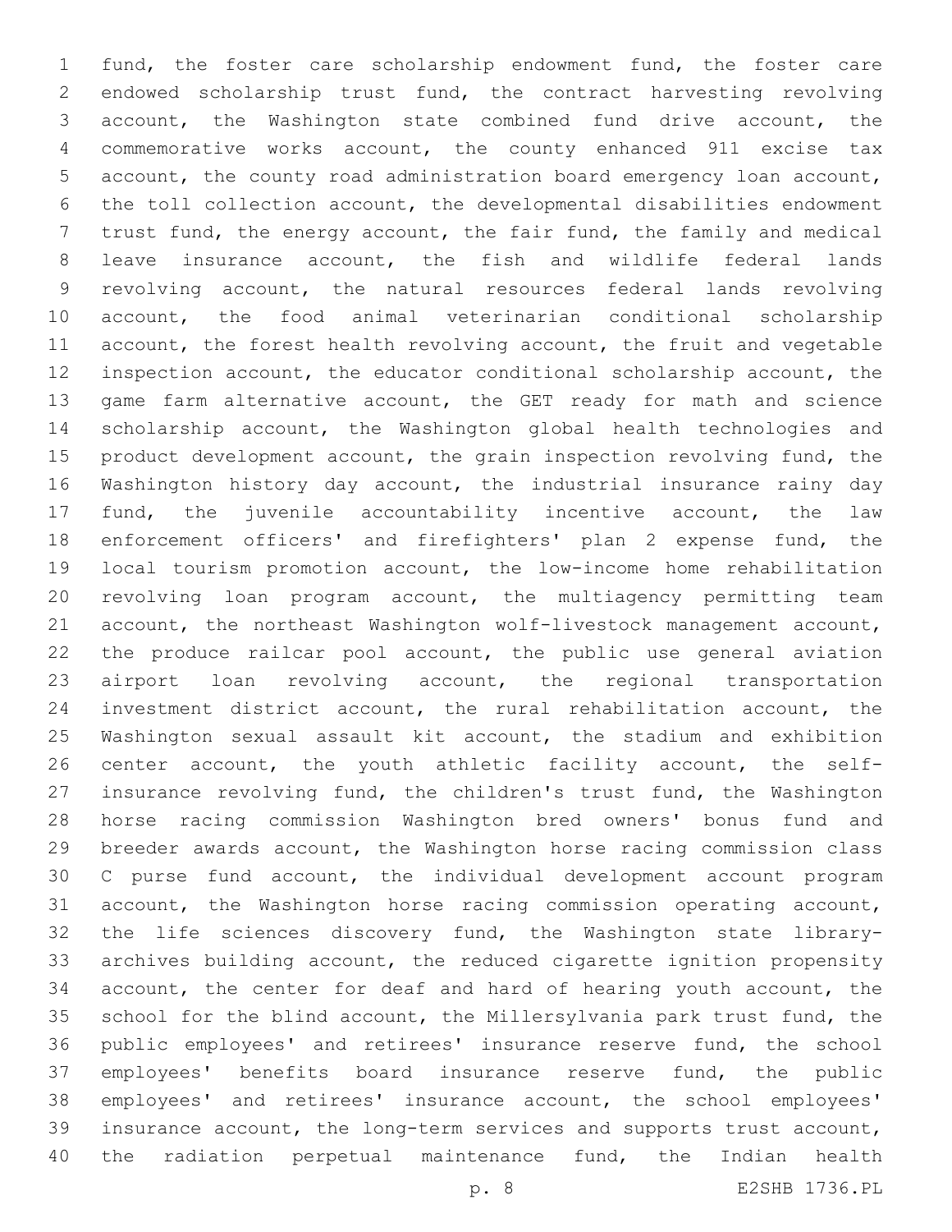fund, the foster care scholarship endowment fund, the foster care endowed scholarship trust fund, the contract harvesting revolving account, the Washington state combined fund drive account, the commemorative works account, the county enhanced 911 excise tax account, the county road administration board emergency loan account, the toll collection account, the developmental disabilities endowment trust fund, the energy account, the fair fund, the family and medical leave insurance account, the fish and wildlife federal lands revolving account, the natural resources federal lands revolving account, the food animal veterinarian conditional scholarship account, the forest health revolving account, the fruit and vegetable inspection account, the educator conditional scholarship account, the game farm alternative account, the GET ready for math and science scholarship account, the Washington global health technologies and product development account, the grain inspection revolving fund, the Washington history day account, the industrial insurance rainy day fund, the juvenile accountability incentive account, the law enforcement officers' and firefighters' plan 2 expense fund, the local tourism promotion account, the low-income home rehabilitation revolving loan program account, the multiagency permitting team account, the northeast Washington wolf-livestock management account, the produce railcar pool account, the public use general aviation airport loan revolving account, the regional transportation investment district account, the rural rehabilitation account, the Washington sexual assault kit account, the stadium and exhibition center account, the youth athletic facility account, the self-insurance revolving fund, the children's trust fund, the Washington horse racing commission Washington bred owners' bonus fund and breeder awards account, the Washington horse racing commission class C purse fund account, the individual development account program account, the Washington horse racing commission operating account, the life sciences discovery fund, the Washington state library-archives building account, the reduced cigarette ignition propensity account, the center for deaf and hard of hearing youth account, the school for the blind account, the Millersylvania park trust fund, the public employees' and retirees' insurance reserve fund, the school employees' benefits board insurance reserve fund, the public employees' and retirees' insurance account, the school employees' insurance account, the long-term services and supports trust account, the radiation perpetual maintenance fund, the Indian health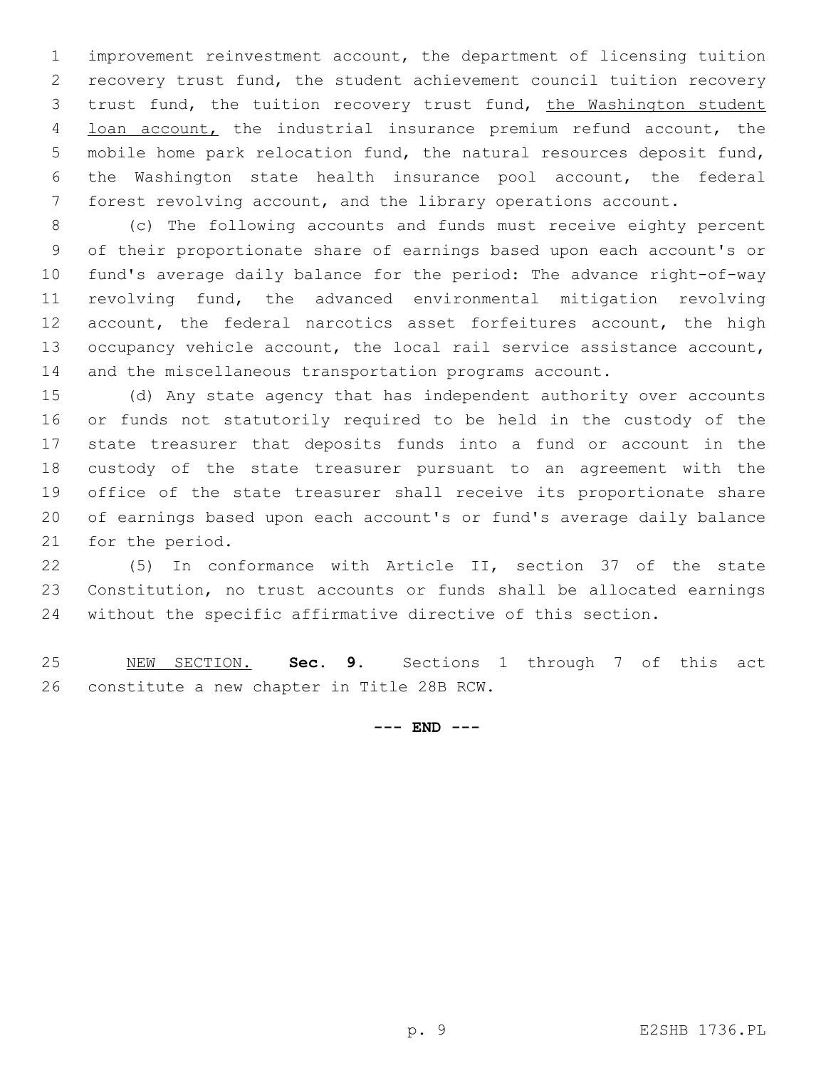improvement reinvestment account, the department of licensing tuition recovery trust fund, the student achievement council tuition recovery trust fund, the tuition recovery trust fund, <u>the Washington student loan account,</u> the industrial insurance premium refund account, the mobile home park relocation fund, the natural resources deposit fund, the Washington state health insurance pool account, the federal forest revolving account, and the library operations account.

(c) The following accounts and funds must receive eighty percent of their proportionate share of earnings based upon each account's or fund's average daily balance for the period: The advance right-of-way revolving fund, the advanced environmental mitigation revolving account, the federal narcotics asset forfeitures account, the high occupancy vehicle account, the local rail service assistance account, and the miscellaneous transportation programs account.

(d) Any state agency that has independent authority over accounts or funds not statutorily required to be held in the custody of the state treasurer that deposits funds into a fund or account in the custody of the state treasurer pursuant to an agreement with the office of the state treasurer shall receive its proportionate share of earnings based upon each account's or fund's average daily balance for the period.

(5) In conformance with Article II, section 37 of the state Constitution, no trust accounts or funds shall be allocated earnings without the specific affirmative directive of this section.

<u>NEW SECTION.</u> **Sec. 9.** Sections 1 through 7 of this act constitute a new chapter in Title 28B RCW.

**--- END ---**